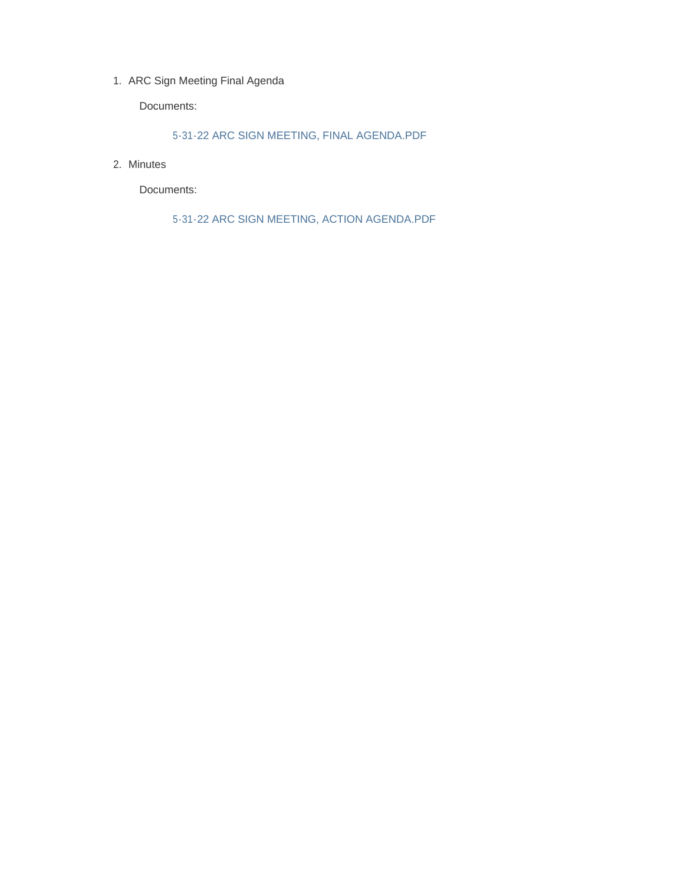1. ARC Sign Meeting Final Agenda

   Documents:

   5-31-22 ARC SIGN MEETING, FINAL AGENDA.PDF

2. Minutes

   Documents:

   5-31-22 ARC SIGN MEETING, ACTION AGENDA.PDF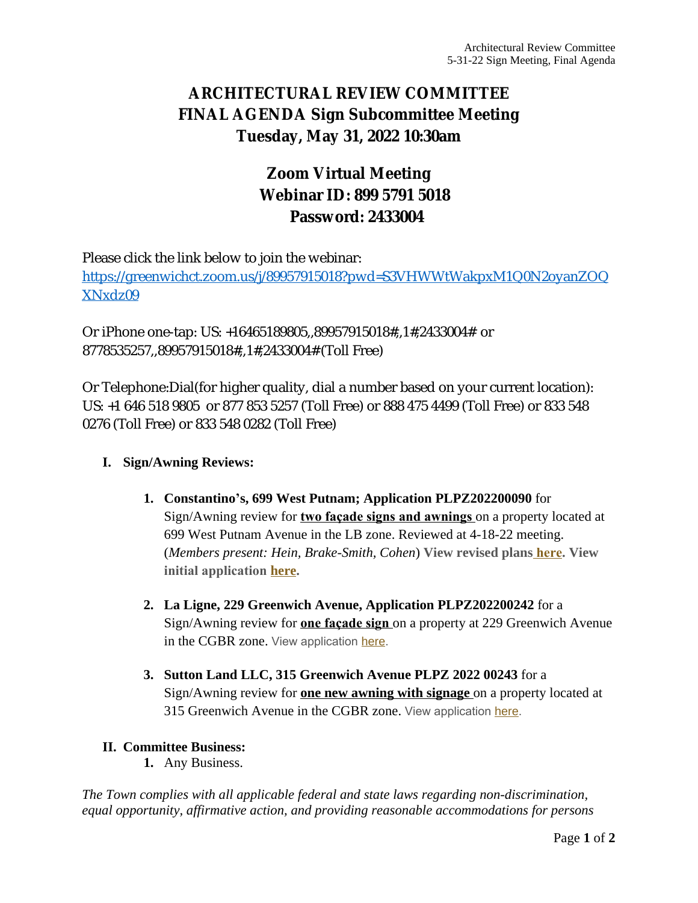# ARCHITECTURAL REVIEW COMMITTEE
# FINAL AGENDA Sign Subcommittee Meeting
# Tuesday, May 31, 2022 10:30am

## Zoom Virtual Meeting
## Webinar ID: 899 5791 5018
## Password: 2433004

Please click the link below to join the webinar:
https://greenwichct.zoom.us/j/89957915018?pwd=S3VHWWtWakpxM1Q0N2oyanZOQXNxdz09

Or iPhone one-tap: US: +16465189805,,89957915018#,,1#,2433004# or 8778535257,,89957915018#,,1#,2433004# (Toll Free)

Or Telephone:Dial(for higher quality, dial a number based on your current location): US: +1 646 518 9805 or 877 853 5257 (Toll Free) or 888 475 4499 (Toll Free) or 833 548 0276 (Toll Free) or 833 548 0282 (Toll Free)

**I. Sign/Awning Reviews:**

1. **Constantino's, 699 West Putnam; Application PLPZ202200090** for Sign/Awning review for **two façade signs and awnings** on a property located at 699 West Putnam Avenue in the LB zone. Reviewed at 4-18-22 meeting. (*Members present: Hein, Brake-Smith, Cohen*) **View revised plans here. View initial application here.**

2. **La Ligne, 229 Greenwich Avenue, Application PLPZ202200242** for a Sign/Awning review for **one façade sign** on a property at 229 Greenwich Avenue in the CGBR zone. View application here.

3. **Sutton Land LLC, 315 Greenwich Avenue PLPZ 2022 00243** for a Sign/Awning review for **one new awning with signage** on a property located at 315 Greenwich Avenue in the CGBR zone. View application here.

**II. Committee Business:**

1. Any Business.

*The Town complies with all applicable federal and state laws regarding non-discrimination, equal opportunity, affirmative action, and providing reasonable accommodations for persons*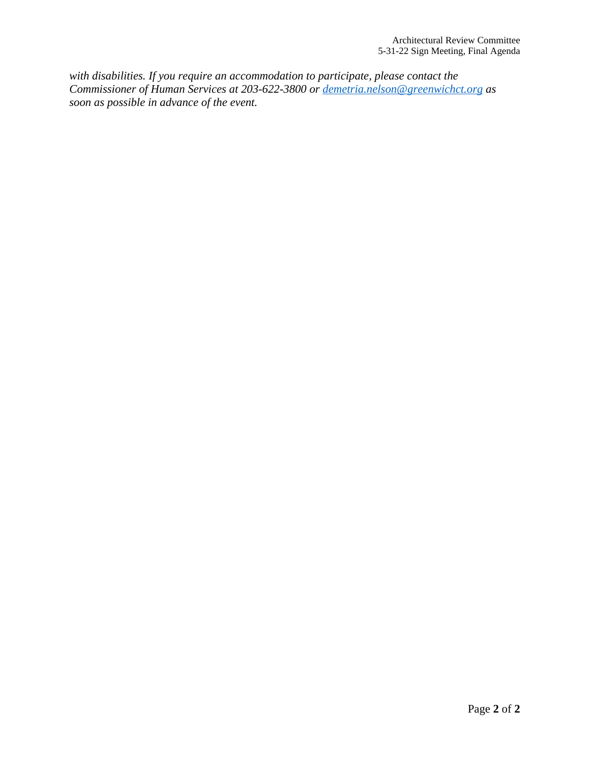*with disabilities. If you require an accommodation to participate, please contact the Commissioner of Human Services at 203-622-3800 or [demetria.nelson@greenwichct.org](mailto:demetria.nelson@greenwichct.org) as soon as possible in advance of the event.*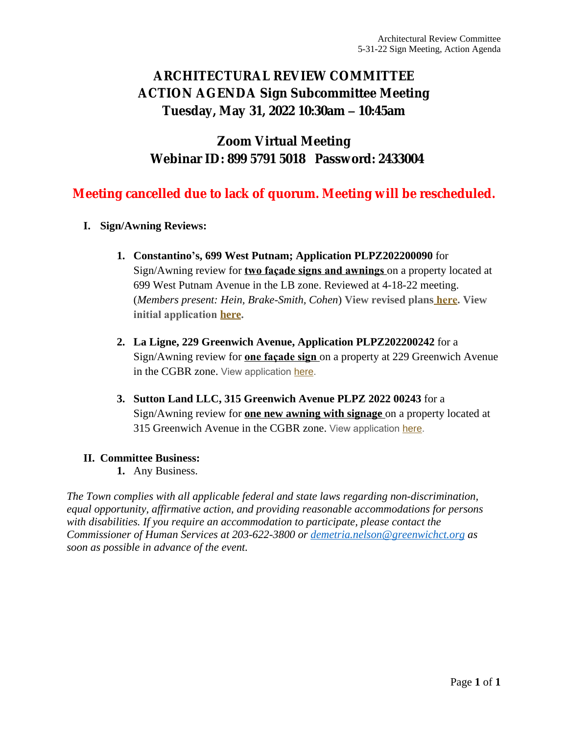# ARCHITECTURAL REVIEW COMMITTEE
# ACTION AGENDA Sign Subcommittee Meeting
# Tuesday, May 31, 2022 10:30am – 10:45am

## Zoom Virtual Meeting
## Webinar ID: 899 5791 5018 Password: 2433004

## Meeting cancelled due to lack of quorum. Meeting will be rescheduled.

**I. Sign/Awning Reviews:**

1. **Constantino's, 699 West Putnam; Application PLPZ202200090** for Sign/Awning review for **two façade signs and awnings** on a property located at 699 West Putnam Avenue in the LB zone. Reviewed at 4-18-22 meeting. (*Members present: Hein, Brake-Smith, Cohen*) **View revised plans here. View initial application here.**

2. **La Ligne, 229 Greenwich Avenue, Application PLPZ202200242** for a Sign/Awning review for **one façade sign** on a property at 229 Greenwich Avenue in the CGBR zone. View application here.

3. **Sutton Land LLC, 315 Greenwich Avenue PLPZ 2022 00243** for a Sign/Awning review for **one new awning with signage** on a property located at 315 Greenwich Avenue in the CGBR zone. View application here.

**II. Committee Business:**

1. Any Business.

*The Town complies with all applicable federal and state laws regarding non-discrimination, equal opportunity, affirmative action, and providing reasonable accommodations for persons with disabilities. If you require an accommodation to participate, please contact the Commissioner of Human Services at 203-622-3800 or demetria.nelson@greenwichct.org as soon as possible in advance of the event.*